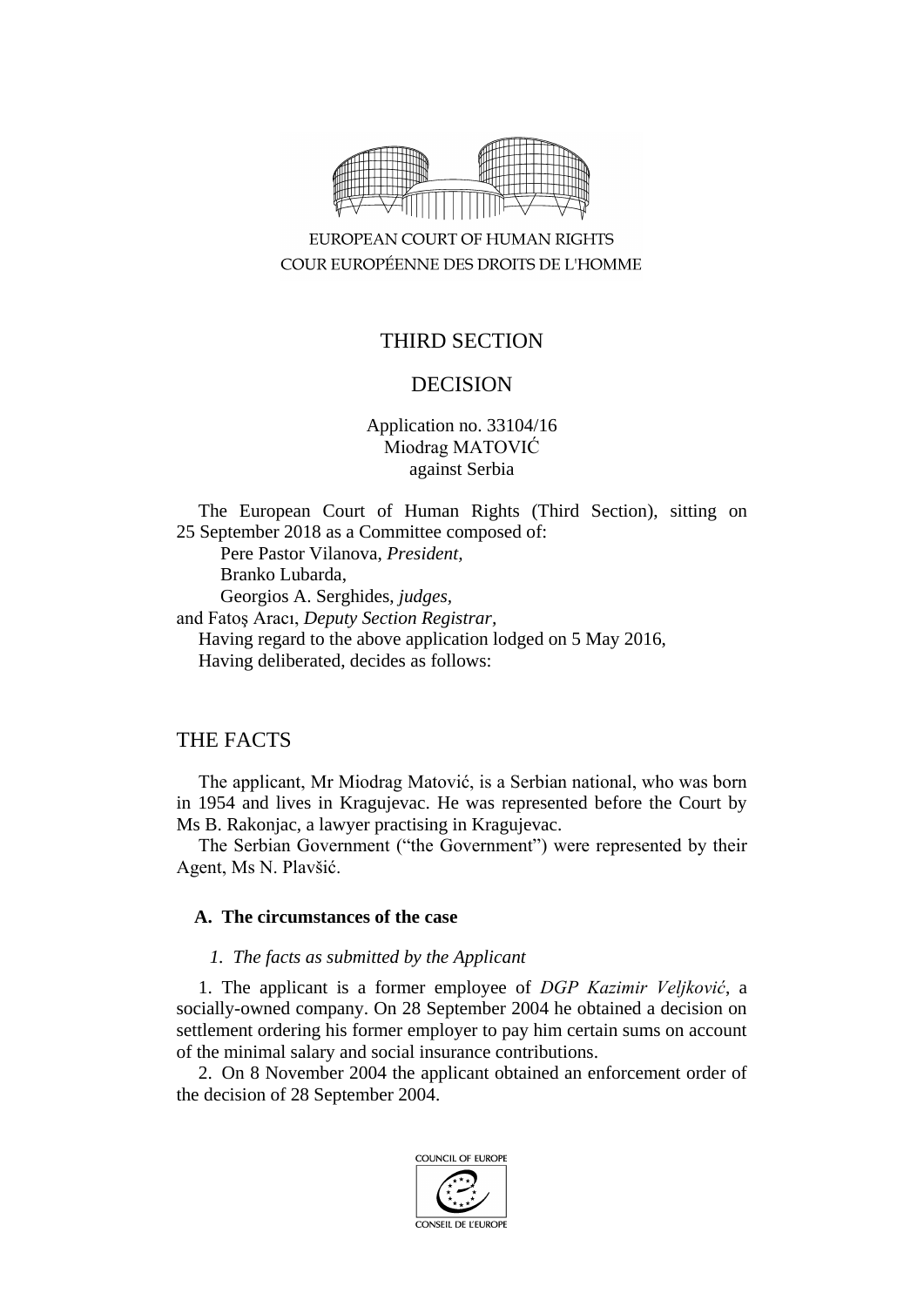EUROPEAN COURT OF HUMAN RIGHTS
COUR EUROPÉENNE DES DROITS DE L'HOMME

THIRD SECTION

DECISION

Application no. 33104/16
Miodrag MATOVIĆ
against Serbia

The European Court of Human Rights (Third Section), sitting on 25 September 2018 as a Committee composed of:

Pere Pastor Vilanova, *President,*
Branko Lubarda,
Georgios A. Serghides, *judges,*
and Fatoş Aracı, *Deputy Section Registrar,*

Having regard to the above application lodged on 5 May 2016,

Having deliberated, decides as follows:

## THE FACTS

The applicant, Mr Miodrag Matović, is a Serbian national, who was born in 1954 and lives in Kragujevac. He was represented before the Court by Ms B. Rakonjac, a lawyer practising in Kragujevac.

The Serbian Government ("the Government") were represented by their Agent, Ms N. Plavšić.

### A. The circumstances of the case

#### *1. The facts as submitted by the Applicant*

1. The applicant is a former employee of *DGP Kazimir Veljković*, a socially-owned company. On 28 September 2004 he obtained a decision on settlement ordering his former employer to pay him certain sums on account of the minimal salary and social insurance contributions.

2. On 8 November 2004 the applicant obtained an enforcement order of the decision of 28 September 2004.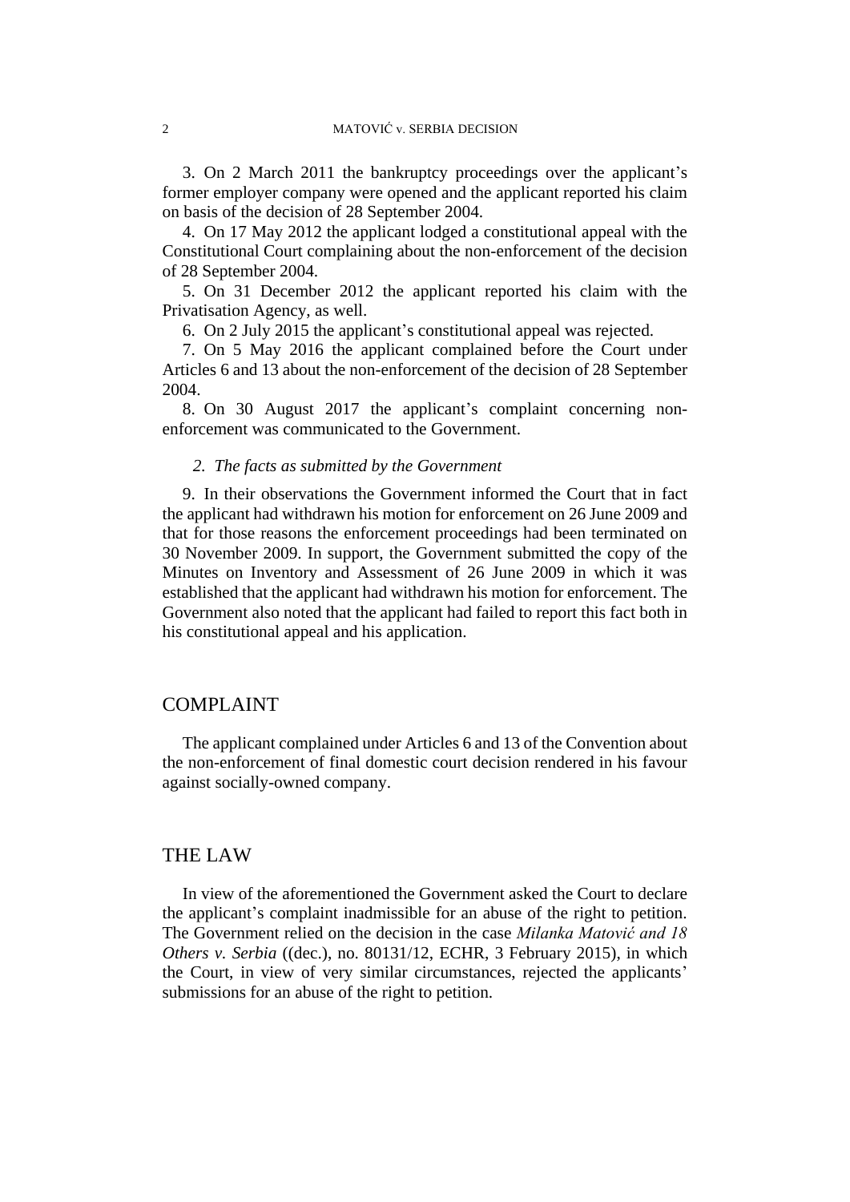3. On 2 March 2011 the bankruptcy proceedings over the applicant's former employer company were opened and the applicant reported his claim on basis of the decision of 28 September 2004.

4. On 17 May 2012 the applicant lodged a constitutional appeal with the Constitutional Court complaining about the non-enforcement of the decision of 28 September 2004.

5. On 31 December 2012 the applicant reported his claim with the Privatisation Agency, as well.

6. On 2 July 2015 the applicant's constitutional appeal was rejected.

7. On 5 May 2016 the applicant complained before the Court under Articles 6 and 13 about the non-enforcement of the decision of 28 September 2004.

8. On 30 August 2017 the applicant's complaint concerning non-enforcement was communicated to the Government.

### *2. The facts as submitted by the Government*

9. In their observations the Government informed the Court that in fact the applicant had withdrawn his motion for enforcement on 26 June 2009 and that for those reasons the enforcement proceedings had been terminated on 30 November 2009. In support, the Government submitted the copy of the Minutes on Inventory and Assessment of 26 June 2009 in which it was established that the applicant had withdrawn his motion for enforcement. The Government also noted that the applicant had failed to report this fact both in his constitutional appeal and his application.

## COMPLAINT

The applicant complained under Articles 6 and 13 of the Convention about the non-enforcement of final domestic court decision rendered in his favour against socially-owned company.

## THE LAW

In view of the aforementioned the Government asked the Court to declare the applicant's complaint inadmissible for an abuse of the right to petition. The Government relied on the decision in the case *Milanka Matović and 18 Others v. Serbia* ((dec.), no. 80131/12, ECHR, 3 February 2015), in which the Court, in view of very similar circumstances, rejected the applicants' submissions for an abuse of the right to petition.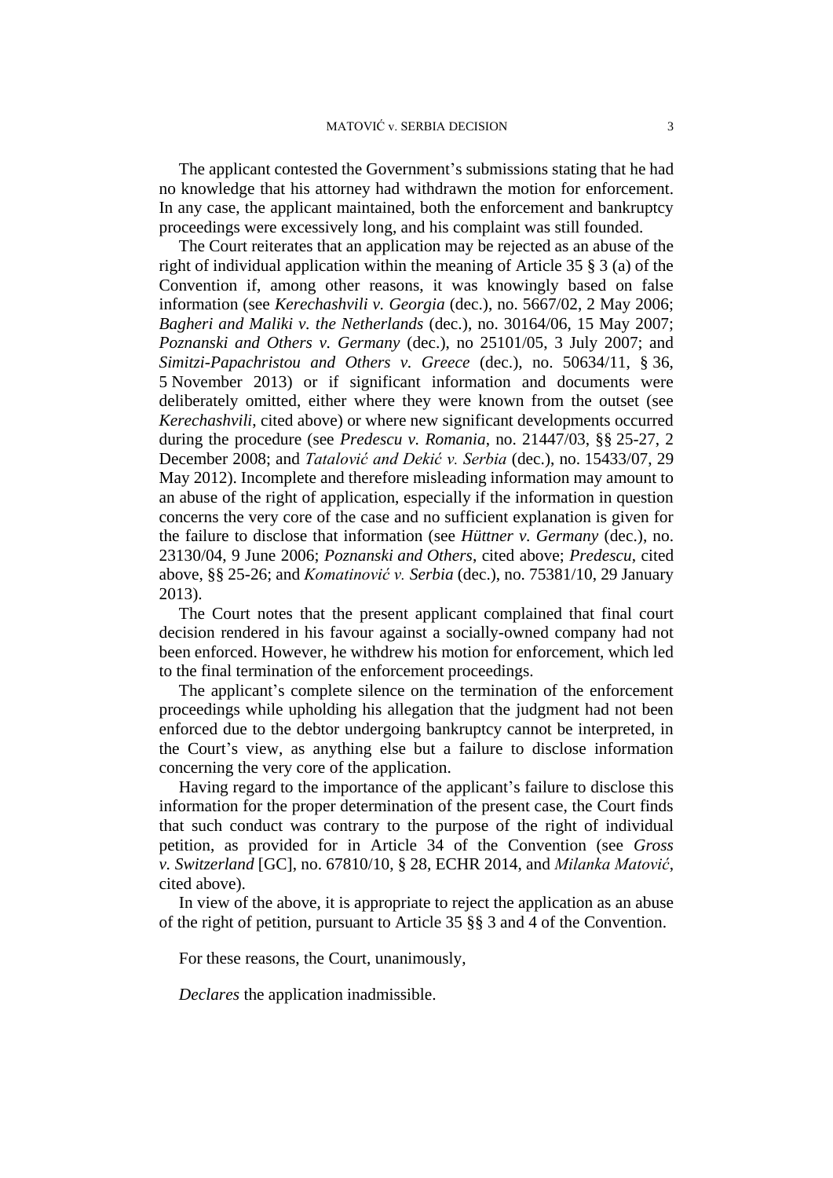The applicant contested the Government's submissions stating that he had no knowledge that his attorney had withdrawn the motion for enforcement. In any case, the applicant maintained, both the enforcement and bankruptcy proceedings were excessively long, and his complaint was still founded.

The Court reiterates that an application may be rejected as an abuse of the right of individual application within the meaning of Article 35 § 3 (a) of the Convention if, among other reasons, it was knowingly based on false information (see *Kerechashvili v. Georgia* (dec.), no. 5667/02, 2 May 2006; *Bagheri and Maliki v. the Netherlands* (dec.), no. 30164/06, 15 May 2007; *Poznanski and Others v. Germany* (dec.), no 25101/05, 3 July 2007; and *Simitzi-Papachristou and Others v. Greece* (dec.), no. 50634/11, § 36, 5 November 2013) or if significant information and documents were deliberately omitted, either where they were known from the outset (see *Kerechashvili*, cited above) or where new significant developments occurred during the procedure (see *Predescu v. Romania*, no. 21447/03, §§ 25-27, 2 December 2008; and *Tatalović and Dekić v. Serbia* (dec.), no. 15433/07, 29 May 2012). Incomplete and therefore misleading information may amount to an abuse of the right of application, especially if the information in question concerns the very core of the case and no sufficient explanation is given for the failure to disclose that information (see *Hüttner v. Germany* (dec.), no. 23130/04, 9 June 2006; *Poznanski and Others*, cited above; *Predescu*, cited above, §§ 25-26; and *Komatinović v. Serbia* (dec.), no. 75381/10, 29 January 2013).

The Court notes that the present applicant complained that final court decision rendered in his favour against a socially-owned company had not been enforced. However, he withdrew his motion for enforcement, which led to the final termination of the enforcement proceedings.

The applicant's complete silence on the termination of the enforcement proceedings while upholding his allegation that the judgment had not been enforced due to the debtor undergoing bankruptcy cannot be interpreted, in the Court's view, as anything else but a failure to disclose information concerning the very core of the application.

Having regard to the importance of the applicant's failure to disclose this information for the proper determination of the present case, the Court finds that such conduct was contrary to the purpose of the right of individual petition, as provided for in Article 34 of the Convention (see *Gross v. Switzerland* [GC], no. 67810/10, § 28, ECHR 2014, and *Milanka Matović*, cited above).

In view of the above, it is appropriate to reject the application as an abuse of the right of petition, pursuant to Article 35 §§ 3 and 4 of the Convention.

For these reasons, the Court, unanimously,

*Declares* the application inadmissible.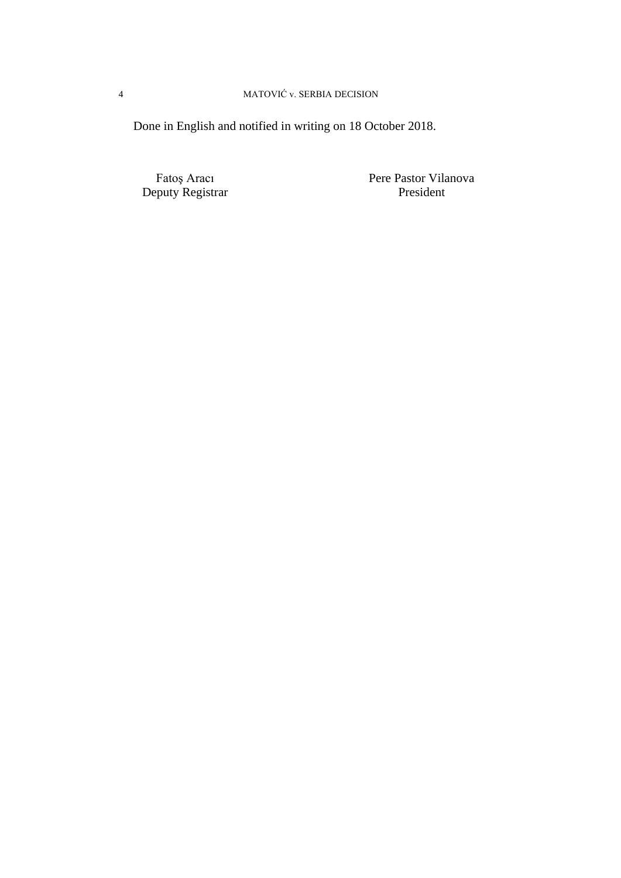Done in English and notified in writing on 18 October 2018.

| | |
|---|---|
| Fatoş Aracı<br>Deputy Registrar | Pere Pastor Vilanova<br>President |